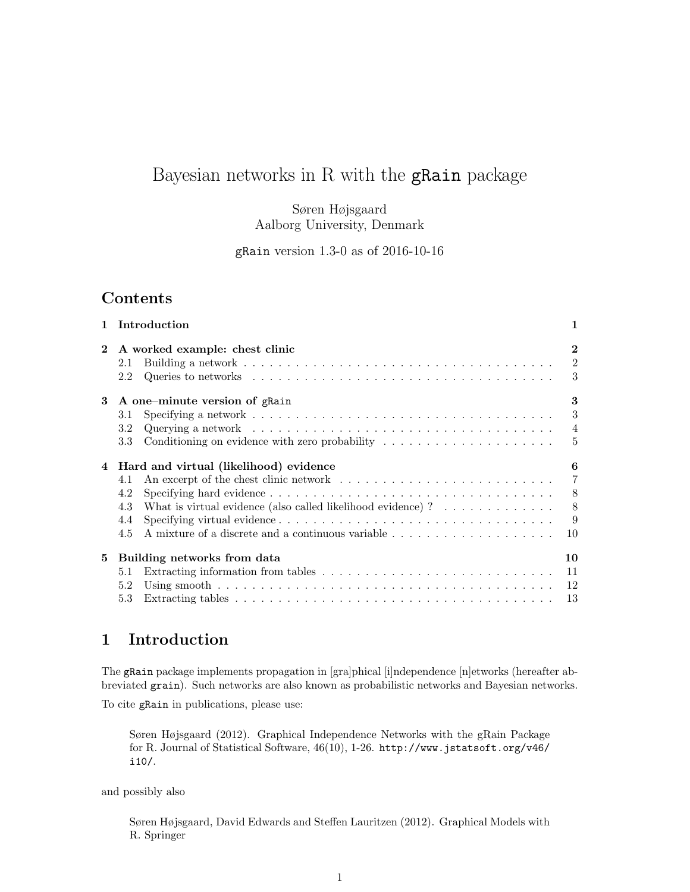# Bayesian networks in R with the `gRain` package

Søren Højsgaard
Aalborg University, Denmark

`gRain` version 1.3-0 as of 2016-10-16

## Contents

| | | |
|---|---|---|
| **1** | **Introduction** | **1** |
| **2** | **A worked example: chest clinic** | **2** |
| 2.1 | Building a network | 2 |
| 2.2 | Queries to networks | 3 |
| **3** | **A one–minute version of `gRain`** | **3** |
| 3.1 | Specifying a network | 3 |
| 3.2 | Querying a network | 4 |
| 3.3 | Conditioning on evidence with zero probability | 5 |
| **4** | **Hard and virtual (likelihood) evidence** | **6** |
| 4.1 | An excerpt of the chest clinic network | 7 |
| 4.2 | Specifying hard evidence | 8 |
| 4.3 | What is virtual evidence (also called likelihood evidence) ? | 8 |
| 4.4 | Specifying virtual evidence | 9 |
| 4.5 | A mixture of a discrete and a continuous variable | 10 |
| **5** | **Building networks from data** | **10** |
| 5.1 | Extracting information from tables | 11 |
| 5.2 | Using smooth | 12 |
| 5.3 | Extracting tables | 13 |

## 1 Introduction

The `gRain` package implements propagation in [gra]phical [i]ndependence [n]etworks (hereafter abbreviated `grain`). Such networks are also known as probabilistic networks and Bayesian networks.

To cite `gRain` in publications, please use:

> Søren Højsgaard (2012). Graphical Independence Networks with the gRain Package for R. Journal of Statistical Software, 46(10), 1-26. `http://www.jstatsoft.org/v46/i10/`.

and possibly also

> Søren Højsgaard, David Edwards and Steffen Lauritzen (2012). Graphical Models with R. Springer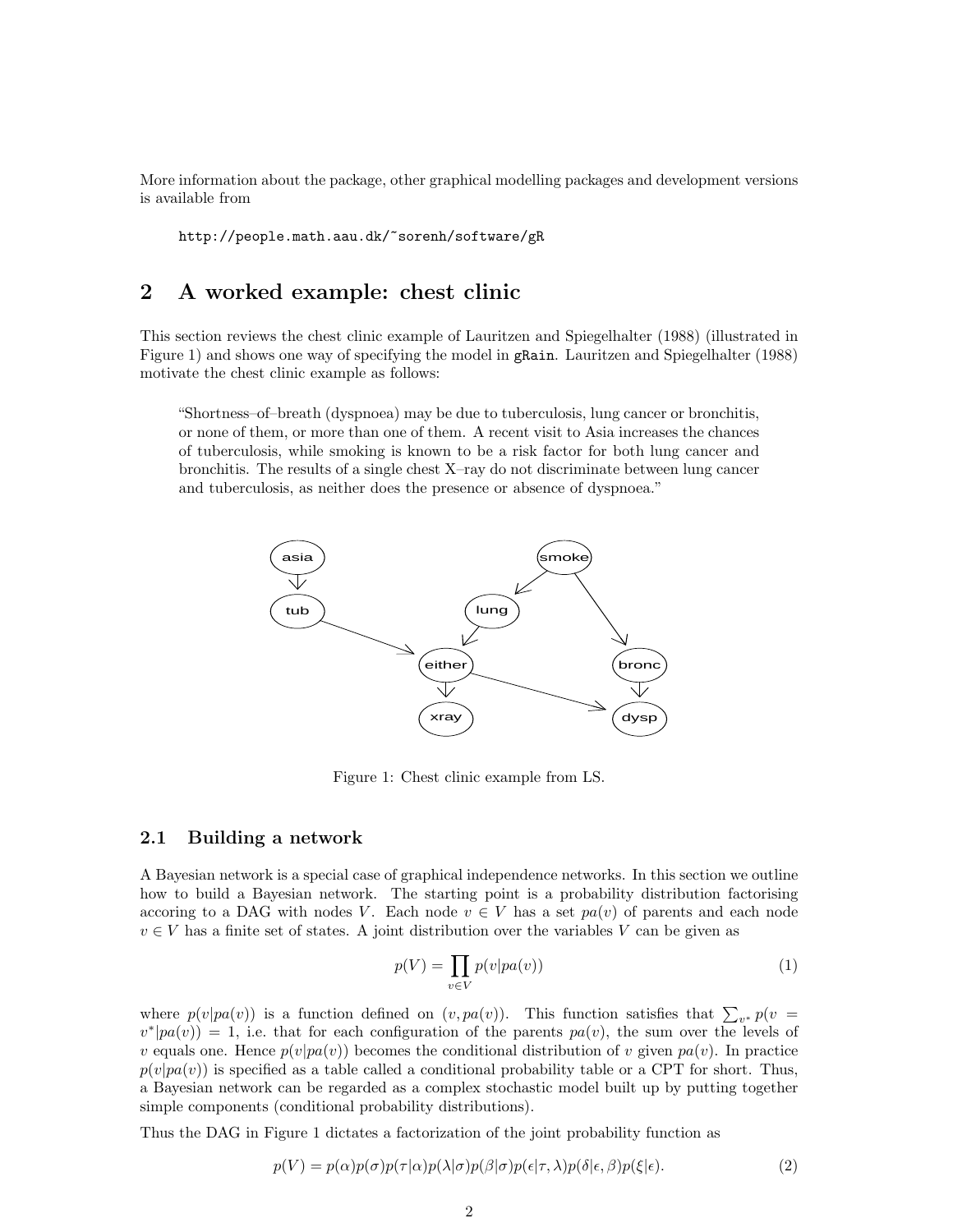More information about the package, other graphical modelling packages and development versions is available from

```
http://people.math.aau.dk/~sorenh/software/gR
```

## 2 A worked example: chest clinic

This section reviews the chest clinic example of Lauritzen and Spiegelhalter (1988) (illustrated in Figure 1) and shows one way of specifying the model in `gRain`. Lauritzen and Spiegelhalter (1988) motivate the chest clinic example as follows:

> "Shortness–of–breath (dyspnoea) may be due to tuberculosis, lung cancer or bronchitis, or none of them, or more than one of them. A recent visit to Asia increases the chances of tuberculosis, while smoking is known to be a risk factor for both lung cancer and bronchitis. The results of a single chest X–ray do not discriminate between lung cancer and tuberculosis, as neither does the presence or absence of dyspnoea."

Figure 1: Chest clinic example from LS.

### 2.1 Building a network

A Bayesian network is a special case of graphical independence networks. In this section we outline how to build a Bayesian network. The starting point is a probability distribution factorising accoring to a DAG with nodes $V$. Each node $v \in V$ has a set $pa(v)$ of parents and each node $v \in V$ has a finite set of states. A joint distribution over the variables $V$ can be given as

$$p(V) = \prod_{v \in V} p(v|pa(v)) \tag{1}$$

where $p(v|pa(v))$ is a function defined on $(v, pa(v))$. This function satisfies that $\sum_{v^*} p(v = v^*|pa(v)) = 1$, i.e. that for each configuration of the parents $pa(v)$, the sum over the levels of $v$ equals one. Hence $p(v|pa(v))$ becomes the conditional distribution of $v$ given $pa(v)$. In practice $p(v|pa(v))$ is specified as a table called a conditional probability table or a CPT for short. Thus, a Bayesian network can be regarded as a complex stochastic model built up by putting together simple components (conditional probability distributions).

Thus the DAG in Figure 1 dictates a factorization of the joint probability function as

$$p(V) = p(\alpha)p(\sigma)p(\tau|\alpha)p(\lambda|\sigma)p(\beta|\sigma)p(\epsilon|\tau, \lambda)p(\delta|\epsilon, \beta)p(\xi|\epsilon). \tag{2}$$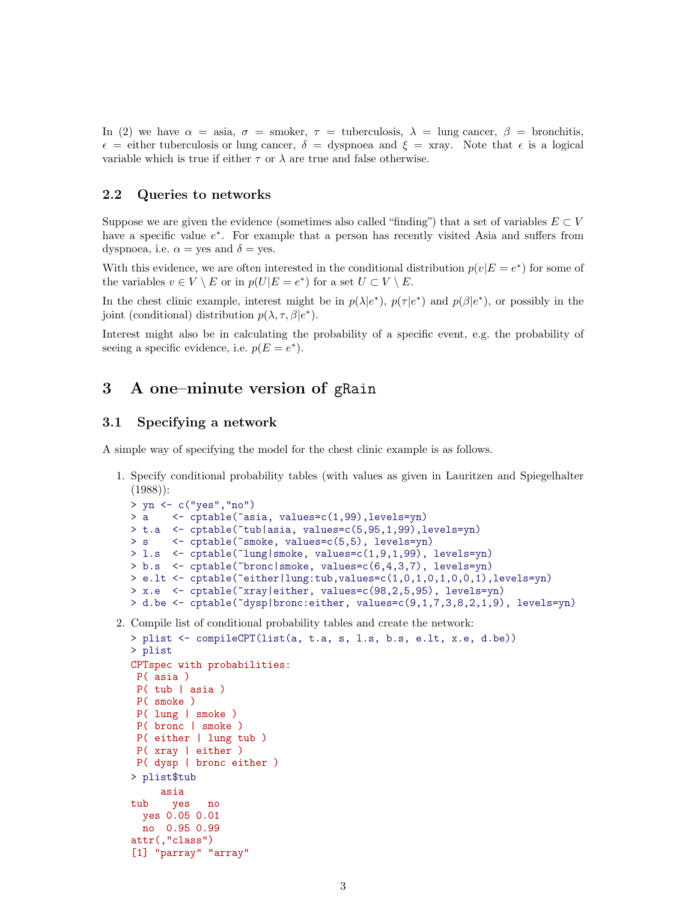In (2) we have $\alpha$ = asia, $\sigma$ = smoker, $\tau$ = tuberculosis, $\lambda$ = lung cancer, $\beta$ = bronchitis, $\epsilon$ = either tuberculosis or lung cancer, $\delta$ = dyspnoea and $\xi$ = xray. Note that $\epsilon$ is a logical variable which is true if either $\tau$ or $\lambda$ are true and false otherwise.

### 2.2 Queries to networks

Suppose we are given the evidence (sometimes also called "finding") that a set of variables $E \subset V$ have a specific value $e^*$. For example that a person has recently visited Asia and suffers from dyspnoea, i.e. $\alpha$ = yes and $\delta$ = yes.

With this evidence, we are often interested in the conditional distribution $p(v|E = e^*)$ for some of the variables $v \in V \setminus E$ or in $p(U|E = e^*)$ for a set $U \subset V \setminus E$.

In the chest clinic example, interest might be in $p(\lambda|e^*)$, $p(\tau|e^*)$ and $p(\beta|e^*)$, or possibly in the joint (conditional) distribution $p(\lambda, \tau, \beta|e^*)$.

Interest might also be in calculating the probability of a specific event, e.g. the probability of seeing a specific evidence, i.e. $p(E = e^*)$.

## 3 A one–minute version of gRain

### 3.1 Specifying a network

A simple way of specifying the model for the chest clinic example is as follows.

1. Specify conditional probability tables (with values as given in Lauritzen and Spiegelhalter (1988)):

```
> yn <- c("yes","no")
> a    <- cptable(~asia, values=c(1,99),levels=yn)
> t.a  <- cptable(~tub|asia, values=c(5,95,1,99),levels=yn)
> s    <- cptable(~smoke, values=c(5,5), levels=yn)
> l.s  <- cptable(~lung|smoke, values=c(1,9,1,99), levels=yn)
> b.s  <- cptable(~bronc|smoke, values=c(6,4,3,7), levels=yn)
> e.lt <- cptable(~either|lung:tub,values=c(1,0,1,0,1,0,0,1),levels=yn)
> x.e  <- cptable(~xray|either, values=c(98,2,5,95), levels=yn)
> d.be <- cptable(~dysp|bronc:either, values=c(9,1,7,3,8,2,1,9), levels=yn)
```

2. Compile list of conditional probability tables and create the network:

```
> plist <- compileCPT(list(a, t.a, s, l.s, b.s, e.lt, x.e, d.be))
> plist
CPTspec with probabilities:
 P( asia )
 P( tub | asia )
 P( smoke )
 P( lung | smoke )
 P( bronc | smoke )
 P( either | lung tub )
 P( xray | either )
 P( dysp | bronc either )
> plist$tub
     asia
tub    yes   no
  yes 0.05 0.01
  no  0.95 0.99
attr(,"class")
[1] "parray" "array"
```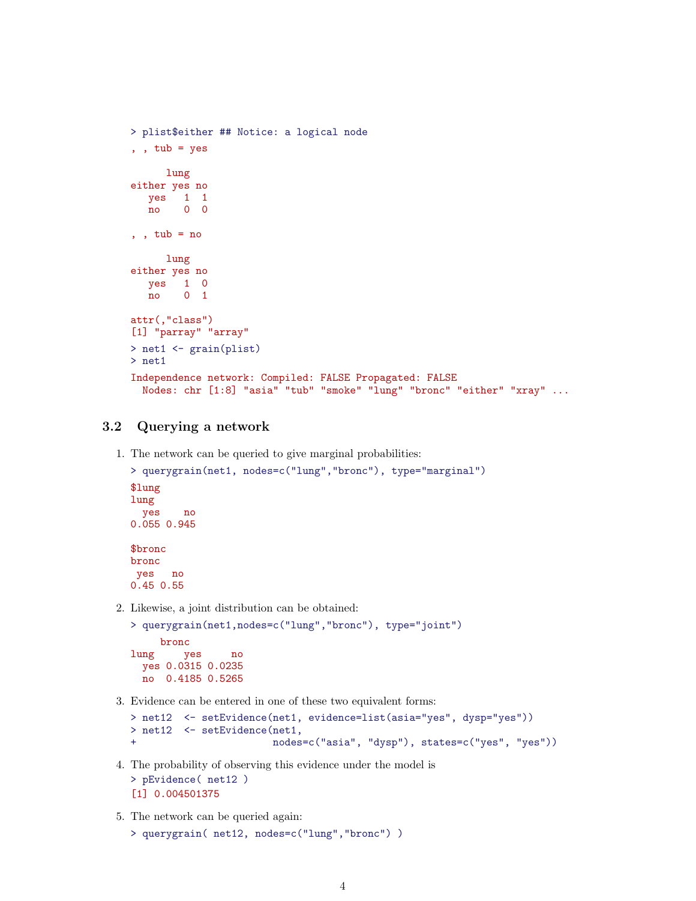```
> plist$either ## Notice: a logical node
, , tub = yes

      lung
either yes no
   yes   1  1
   no    0  0

, , tub = no

      lung
either yes no
   yes   1  0
   no    0  1

attr(,"class")
[1] "parray" "array"
```

```
> net1 <- grain(plist)
> net1
Independence network: Compiled: FALSE Propagated: FALSE
  Nodes: chr [1:8] "asia" "tub" "smoke" "lung" "bronc" "either" "xray" ...
```

### 3.2 Querying a network

1. The network can be queried to give marginal probabilities:

```
> querygrain(net1, nodes=c("lung","bronc"), type="marginal")
$lung
lung
  yes    no
0.055 0.945

$bronc
bronc
 yes   no
0.45 0.55
```

2. Likewise, a joint distribution can be obtained:

```
> querygrain(net1,nodes=c("lung","bronc"), type="joint")
     bronc
lung     yes     no
  yes 0.0315 0.0235
  no  0.4185 0.5265
```

3. Evidence can be entered in one of these two equivalent forms:

```
> net12  <- setEvidence(net1, evidence=list(asia="yes", dysp="yes"))
> net12  <- setEvidence(net1,
+                       nodes=c("asia", "dysp"), states=c("yes", "yes"))
```

4. The probability of observing this evidence under the model is

```
> pEvidence( net12 )
[1] 0.004501375
```

5. The network can be queried again:

```
> querygrain( net12, nodes=c("lung","bronc") )
```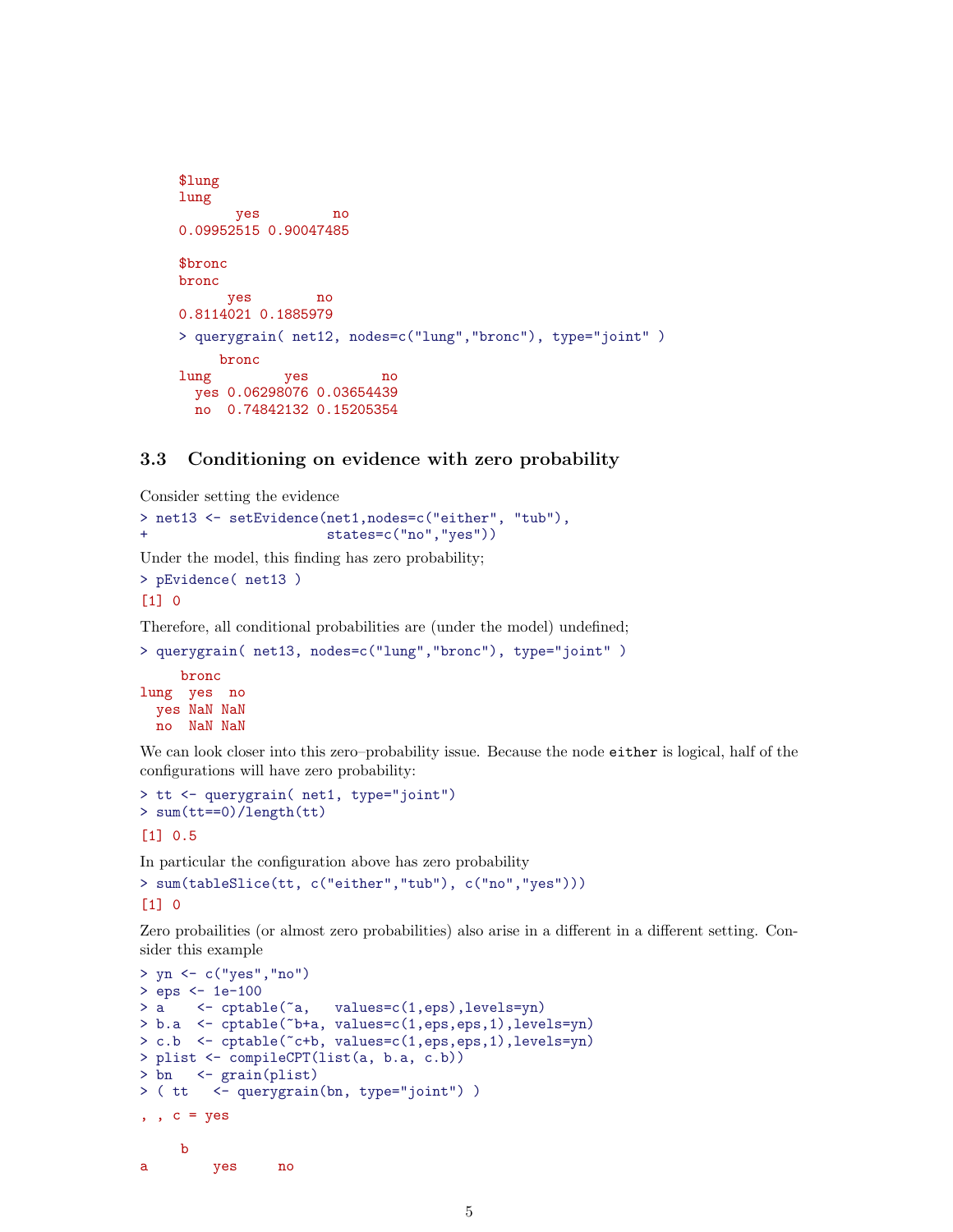```
$lung
lung
       yes         no
0.09952515 0.90047485

$bronc
bronc
      yes        no
0.8114021 0.1885979
```

```
> querygrain( net12, nodes=c("lung","bronc"), type="joint" )
```

```
     bronc
lung         yes         no
  yes 0.06298076 0.03654439
  no  0.74842132 0.15205354
```

### 3.3 Conditioning on evidence with zero probability

Consider setting the evidence

```
> net13 <- setEvidence(net1,nodes=c("either", "tub"),
+                       states=c("no","yes"))
```

Under the model, this finding has zero probability;

```
> pEvidence( net13 )
[1] 0
```

Therefore, all conditional probabilities are (under the model) undefined;

```
> querygrain( net13, nodes=c("lung","bronc"), type="joint" )
```

```
     bronc
lung  yes  no
  yes NaN NaN
  no  NaN NaN
```

We can look closer into this zero–probability issue. Because the node `either` is logical, half of the configurations will have zero probability:

```
> tt <- querygrain( net1, type="joint")
> sum(tt==0)/length(tt)
```

```
[1] 0.5
```

In particular the configuration above has zero probability

```
> sum(tableSlice(tt, c("either","tub"), c("no","yes")))
[1] 0
```

Zero probailities (or almost zero probabilities) also arise in a different in a different setting. Consider this example

```
> yn <- c("yes","no")
> eps <- 1e-100
> a    <- cptable(~a,   values=c(1,eps),levels=yn)
> b.a  <- cptable(~b+a, values=c(1,eps,eps,1),levels=yn)
> c.b  <- cptable(~c+b, values=c(1,eps,eps,1),levels=yn)
> plist <- compileCPT(list(a, b.a, c.b))
> bn   <- grain(plist)
> ( tt   <- querygrain(bn, type="joint") )
```

```
, , c = yes

     b
a        yes     no
```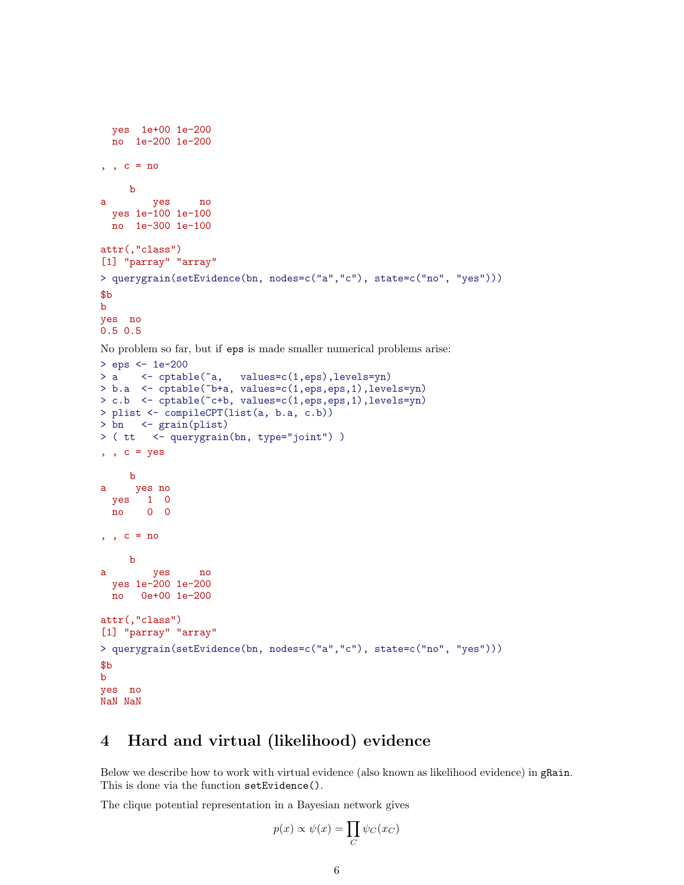```
  yes  1e+00 1e-200
  no  1e-200 1e-200

, , c = no

     b
a        yes     no
  yes 1e-100 1e-100
  no  1e-300 1e-100

attr(,"class")
[1] "parray" "array"
```

```
> querygrain(setEvidence(bn, nodes=c("a","c"), state=c("no", "yes")))
$b
b
yes  no
0.5 0.5
```

No problem so far, but if `eps` is made smaller numerical problems arise:

```
> eps <- 1e-200
> a    <- cptable(~a,   values=c(1,eps),levels=yn)
> b.a  <- cptable(~b+a, values=c(1,eps,eps,1),levels=yn)
> c.b  <- cptable(~c+b, values=c(1,eps,eps,1),levels=yn)
> plist <- compileCPT(list(a, b.a, c.b))
> bn   <- grain(plist)
> ( tt   <- querygrain(bn, type="joint") )
, , c = yes

     b
a     yes no
  yes   1  0
  no    0  0

, , c = no

     b
a        yes     no
  yes 1e-200 1e-200
  no   0e+00 1e-200

attr(,"class")
[1] "parray" "array"
```

```
> querygrain(setEvidence(bn, nodes=c("a","c"), state=c("no", "yes")))
$b
b
yes  no
NaN NaN
```

## 4 Hard and virtual (likelihood) evidence

Below we describe how to work with virtual evidence (also known as likelihood evidence) in **gRain**. This is done via the function `setEvidence()`.

The clique potential representation in a Bayesian network gives

$$p(x) \propto \psi(x) = \prod_C \psi_C(x_C)$$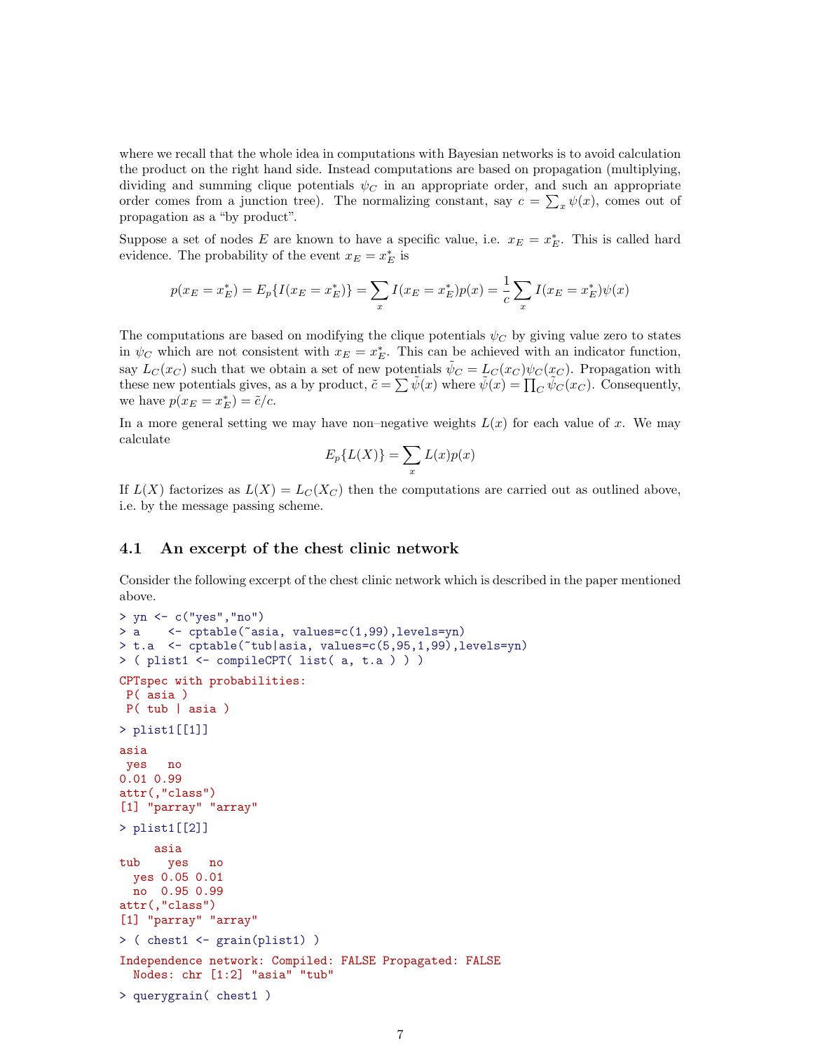where we recall that the whole idea in computations with Bayesian networks is to avoid calculation the product on the right hand side. Instead computations are based on propagation (multiplying, dividing and summing clique potentials $\psi_C$ in an appropriate order, and such an appropriate order comes from a junction tree). The normalizing constant, say $c = \sum_x \psi(x)$, comes out of propagation as a "by product".

Suppose a set of nodes $E$ are known to have a specific value, i.e. $x_E = x_E^*$. This is called hard evidence. The probability of the event $x_E = x_E^*$ is

$$p(x_E = x_E^*) = E_p\{I(x_E = x_E^*)\} = \sum_x I(x_E = x_E^*)p(x) = \frac{1}{c}\sum_x I(x_E = x_E^*)\psi(x)$$

The computations are based on modifying the clique potentials $\psi_C$ by giving value zero to states in $\psi_C$ which are not consistent with $x_E = x_E^*$. This can be achieved with an indicator function, say $L_C(x_C)$ such that we obtain a set of new potentials $\tilde{\psi}_C = L_C(x_C)\psi_C(x_C)$. Propagation with these new potentials gives, as a by product, $\tilde{c} = \sum \tilde{\psi}(x)$ where $\tilde{\psi}(x) = \prod_C \tilde{\psi}_C(x_C)$. Consequently, we have $p(x_E = x_E^*) = \tilde{c}/c$.

In a more general setting we may have non–negative weights $L(x)$ for each value of $x$. We may calculate

$$E_p\{L(X)\} = \sum_x L(x)p(x)$$

If $L(X)$ factorizes as $L(X) = L_C(X_C)$ then the computations are carried out as outlined above, i.e. by the message passing scheme.

## 4.1 An excerpt of the chest clinic network

Consider the following excerpt of the chest clinic network which is described in the paper mentioned above.

```
> yn <- c("yes","no")
> a    <- cptable(~asia, values=c(1,99),levels=yn)
> t.a  <- cptable(~tub|asia, values=c(5,95,1,99),levels=yn)
> ( plist1 <- compileCPT( list( a, t.a ) ) )

CPTspec with probabilities:
 P( asia )
 P( tub | asia )

> plist1[[1]]

asia
 yes   no
0.01 0.99
attr(,"class")
[1] "parray" "array"

> plist1[[2]]

     asia
tub    yes   no
  yes 0.05 0.01
  no  0.95 0.99
attr(,"class")
[1] "parray" "array"

> ( chest1 <- grain(plist1) )

Independence network: Compiled: FALSE Propagated: FALSE
  Nodes: chr [1:2] "asia" "tub"

> querygrain( chest1 )
```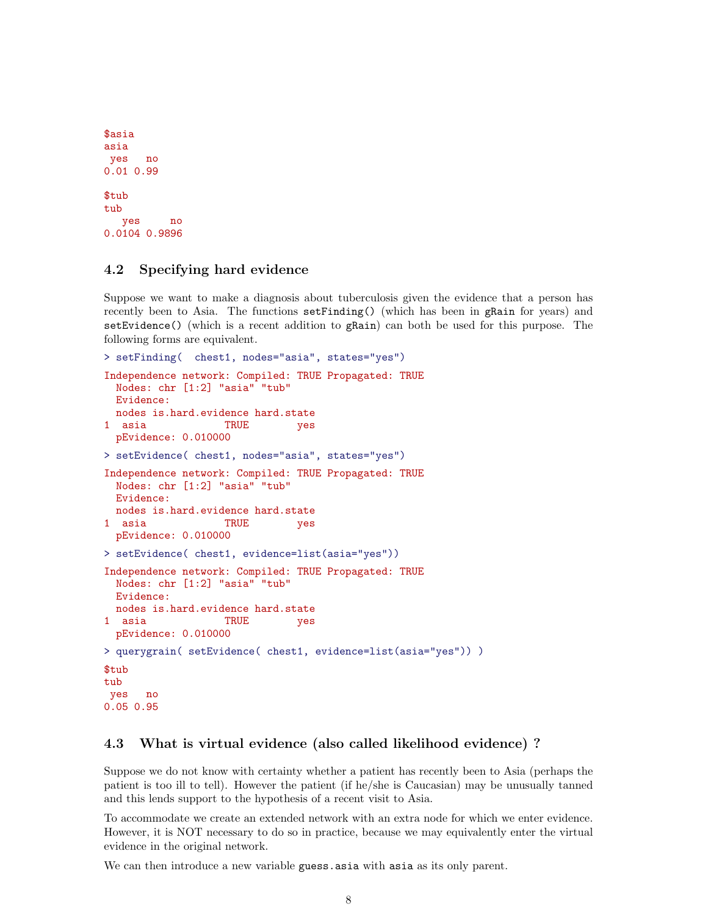```
$asia
asia
 yes   no 
0.01 0.99 

$tub
tub
   yes     no 
0.0104 0.9896 
```

### 4.2 Specifying hard evidence

Suppose we want to make a diagnosis about tuberculosis given the evidence that a person has recently been to Asia. The functions `setFinding()` (which has been in `gRain` for years) and `setEvidence()` (which is a recent addition to `gRain`) can both be used for this purpose. The following forms are equivalent.

```
> setFinding(  chest1, nodes="asia", states="yes")

Independence network: Compiled: TRUE Propagated: TRUE 
  Nodes: chr [1:2] "asia" "tub"
  Evidence:
  nodes is.hard.evidence hard.state
1  asia             TRUE        yes
  pEvidence: 0.010000 

> setEvidence( chest1, nodes="asia", states="yes")

Independence network: Compiled: TRUE Propagated: TRUE 
  Nodes: chr [1:2] "asia" "tub"
  Evidence:
  nodes is.hard.evidence hard.state
1  asia             TRUE        yes
  pEvidence: 0.010000 

> setEvidence( chest1, evidence=list(asia="yes"))

Independence network: Compiled: TRUE Propagated: TRUE 
  Nodes: chr [1:2] "asia" "tub"
  Evidence:
  nodes is.hard.evidence hard.state
1  asia             TRUE        yes
  pEvidence: 0.010000 

> querygrain( setEvidence( chest1, evidence=list(asia="yes")) )

$tub
tub
 yes   no 
0.05 0.95 
```

### 4.3 What is virtual evidence (also called likelihood evidence) ?

Suppose we do not know with certainty whether a patient has recently been to Asia (perhaps the patient is too ill to tell). However the patient (if he/she is Caucasian) may be unusually tanned and this lends support to the hypothesis of a recent visit to Asia.

To accommodate we create an extended network with an extra node for which we enter evidence. However, it is NOT necessary to do so in practice, because we may equivalently enter the virtual evidence in the original network.

We can then introduce a new variable `guess.asia` with `asia` as its only parent.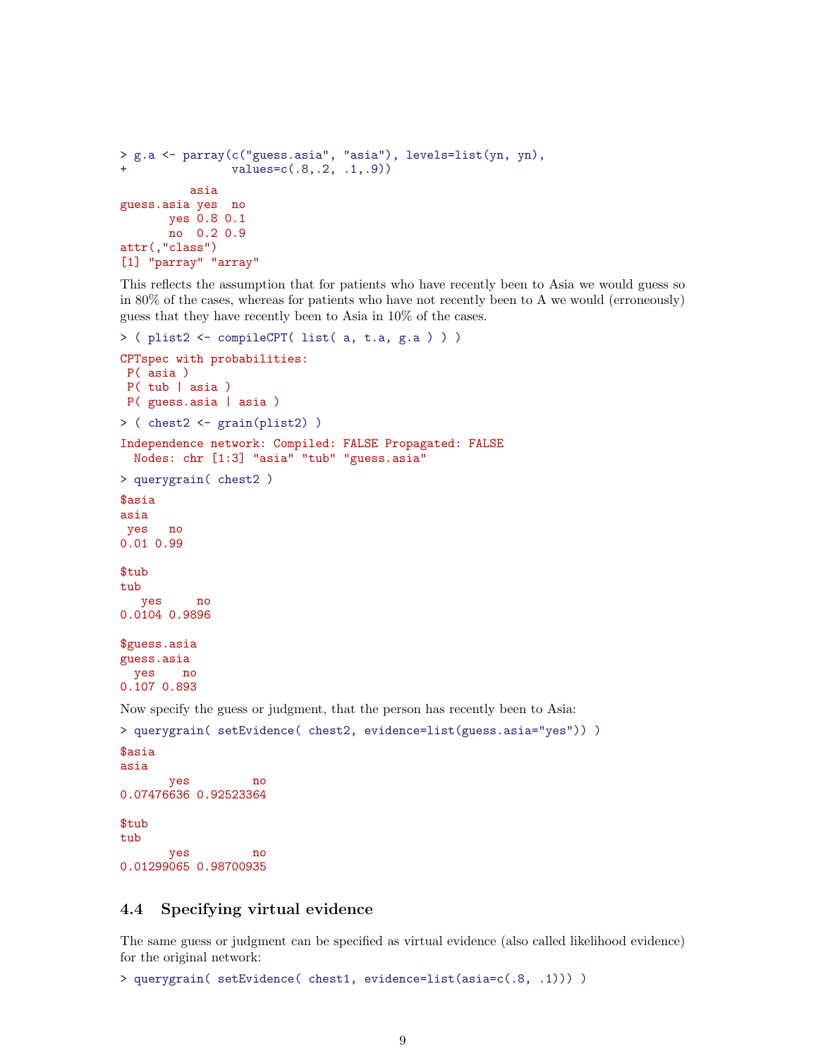```
> g.a <- parray(c("guess.asia", "asia"), levels=list(yn, yn),
+               values=c(.8,.2, .1,.9))

          asia
guess.asia yes  no
       yes 0.8 0.1
       no  0.2 0.9
attr(,"class")
[1] "parray" "array"
```

This reflects the assumption that for patients who have recently been to Asia we would guess so in 80% of the cases, whereas for patients who have not recently been to A we would (erroneously) guess that they have recently been to Asia in 10% of the cases.

```
> ( plist2 <- compileCPT( list( a, t.a, g.a ) ) )

CPTspec with probabilities:
 P( asia )
 P( tub | asia )
 P( guess.asia | asia )
```

```
> ( chest2 <- grain(plist2) )

Independence network: Compiled: FALSE Propagated: FALSE
  Nodes: chr [1:3] "asia" "tub" "guess.asia"
```

```
> querygrain( chest2 )

$asia
asia
 yes   no
0.01 0.99

$tub
tub
   yes     no
0.0104 0.9896

$guess.asia
guess.asia
  yes    no
0.107 0.893
```

Now specify the guess or judgment, that the person has recently been to Asia:

```
> querygrain( setEvidence( chest2, evidence=list(guess.asia="yes")) )

$asia
asia
       yes         no
0.07476636 0.92523364

$tub
tub
       yes         no
0.01299065 0.98700935
```

### 4.4 Specifying virtual evidence

The same guess or judgment can be specified as virtual evidence (also called likelihood evidence) for the original network:

```
> querygrain( setEvidence( chest1, evidence=list(asia=c(.8, .1))) )
```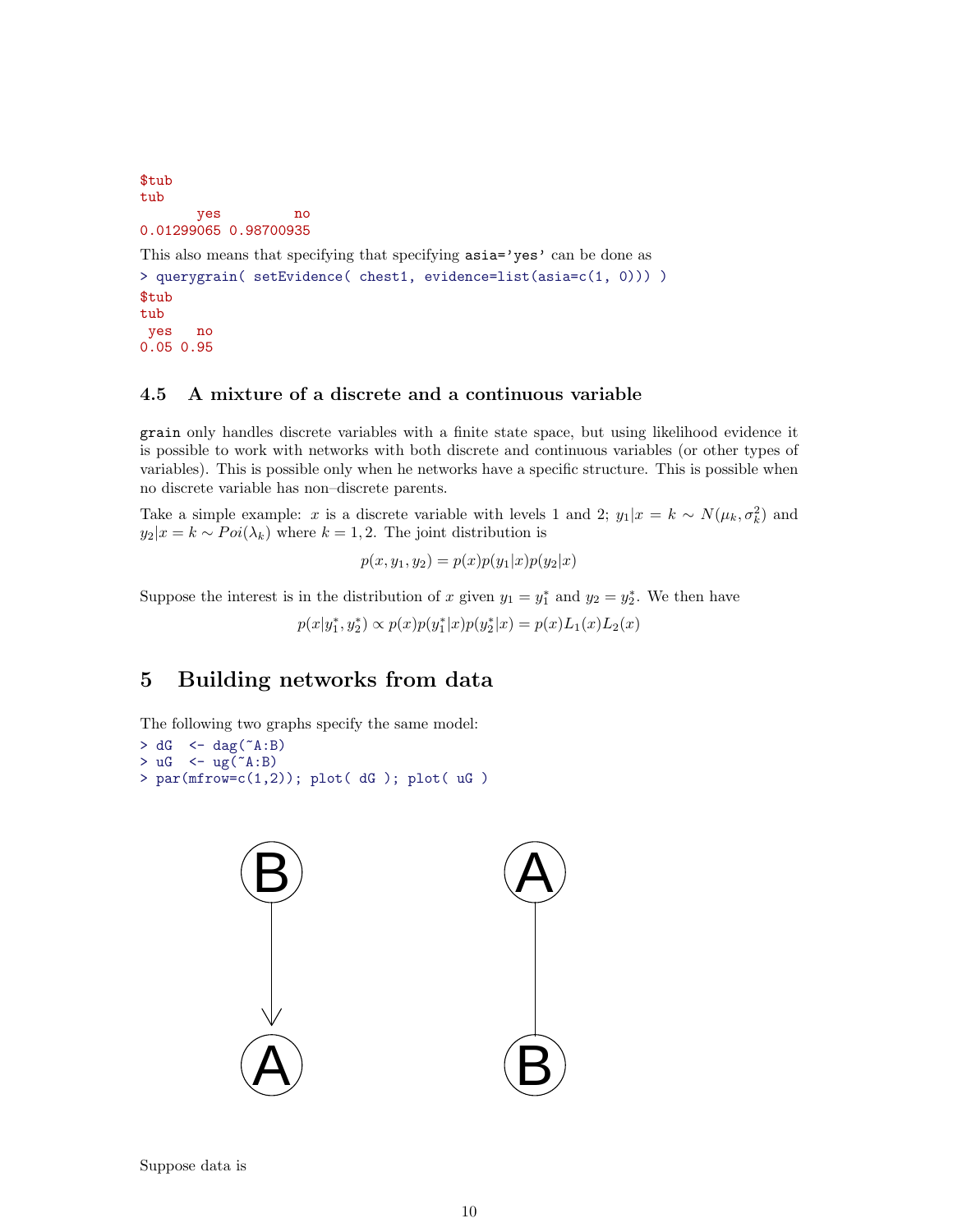```
$tub
tub
       yes         no
0.01299065 0.98700935
```

This also means that specifying that specifying `asia='yes'` can be done as

```
> querygrain( setEvidence( chest1, evidence=list(asia=c(1, 0))) )
$tub
tub
 yes   no
0.05 0.95
```

### 4.5 A mixture of a discrete and a continuous variable

`grain` only handles discrete variables with a finite state space, but using likelihood evidence it is possible to work with networks with both discrete and continuous variables (or other types of variables). This is possible only when he networks have a specific structure. This is possible when no discrete variable has non–discrete parents.

Take a simple example: $x$ is a discrete variable with levels 1 and 2; $y_1|x = k \sim N(\mu_k, \sigma_k^2)$ and $y_2|x = k \sim Poi(\lambda_k)$ where $k = 1, 2$. The joint distribution is

$$p(x, y_1, y_2) = p(x)p(y_1|x)p(y_2|x)$$

Suppose the interest is in the distribution of $x$ given $y_1 = y_1^*$ and $y_2 = y_2^*$. We then have

$$p(x|y_1^*, y_2^*) \propto p(x)p(y_1^*|x)p(y_2^*|x) = p(x)L_1(x)L_2(x)$$

## 5 Building networks from data

The following two graphs specify the same model:

```
> dG  <- dag(~A:B)
> uG  <- ug(~A:B)
> par(mfrow=c(1,2)); plot( dG ); plot( uG )
```

Suppose data is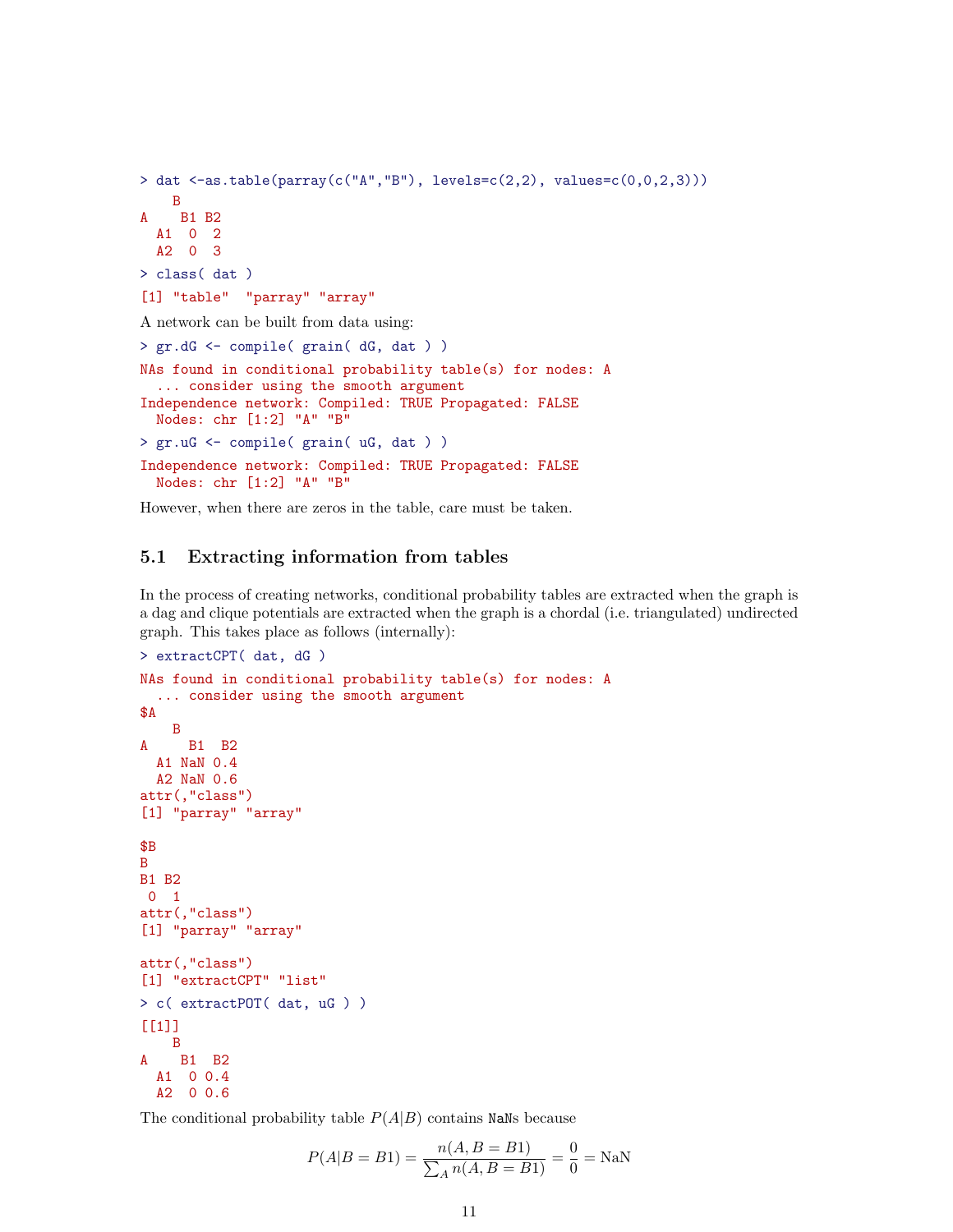```
> dat <-as.table(parray(c("A","B"), levels=c(2,2), values=c(0,0,2,3)))
    B
A    B1 B2
  A1  0  2
  A2  0  3
> class( dat )
[1] "table"  "parray" "array"
```

A network can be built from data using:

```
> gr.dG <- compile( grain( dG, dat ) )
NAs found in conditional probability table(s) for nodes: A
  ... consider using the smooth argument
Independence network: Compiled: TRUE Propagated: FALSE
  Nodes: chr [1:2] "A" "B"
> gr.uG <- compile( grain( uG, dat ) )
Independence network: Compiled: TRUE Propagated: FALSE
  Nodes: chr [1:2] "A" "B"
```

However, when there are zeros in the table, care must be taken.

## 5.1 Extracting information from tables

In the process of creating networks, conditional probability tables are extracted when the graph is a dag and clique potentials are extracted when the graph is a chordal (i.e. triangulated) undirected graph. This takes place as follows (internally):

```
> extractCPT( dat, dG )
NAs found in conditional probability table(s) for nodes: A
  ... consider using the smooth argument
$A
    B
A     B1  B2
  A1 NaN 0.4
  A2 NaN 0.6
attr(,"class")
[1] "parray" "array"

$B
B
B1 B2
 0  1
attr(,"class")
[1] "parray" "array"

attr(,"class")
[1] "extractCPT" "list"
> c( extractPOT( dat, uG ) )
[[1]]
    B
A    B1  B2
  A1  0 0.4
  A2  0 0.6
```

The conditional probability table $P(A|B)$ contains `NaN`s because

$$P(A|B=B1) = \frac{n(A, B=B1)}{\sum_A n(A, B=B1)} = \frac{0}{0} = \text{NaN}$$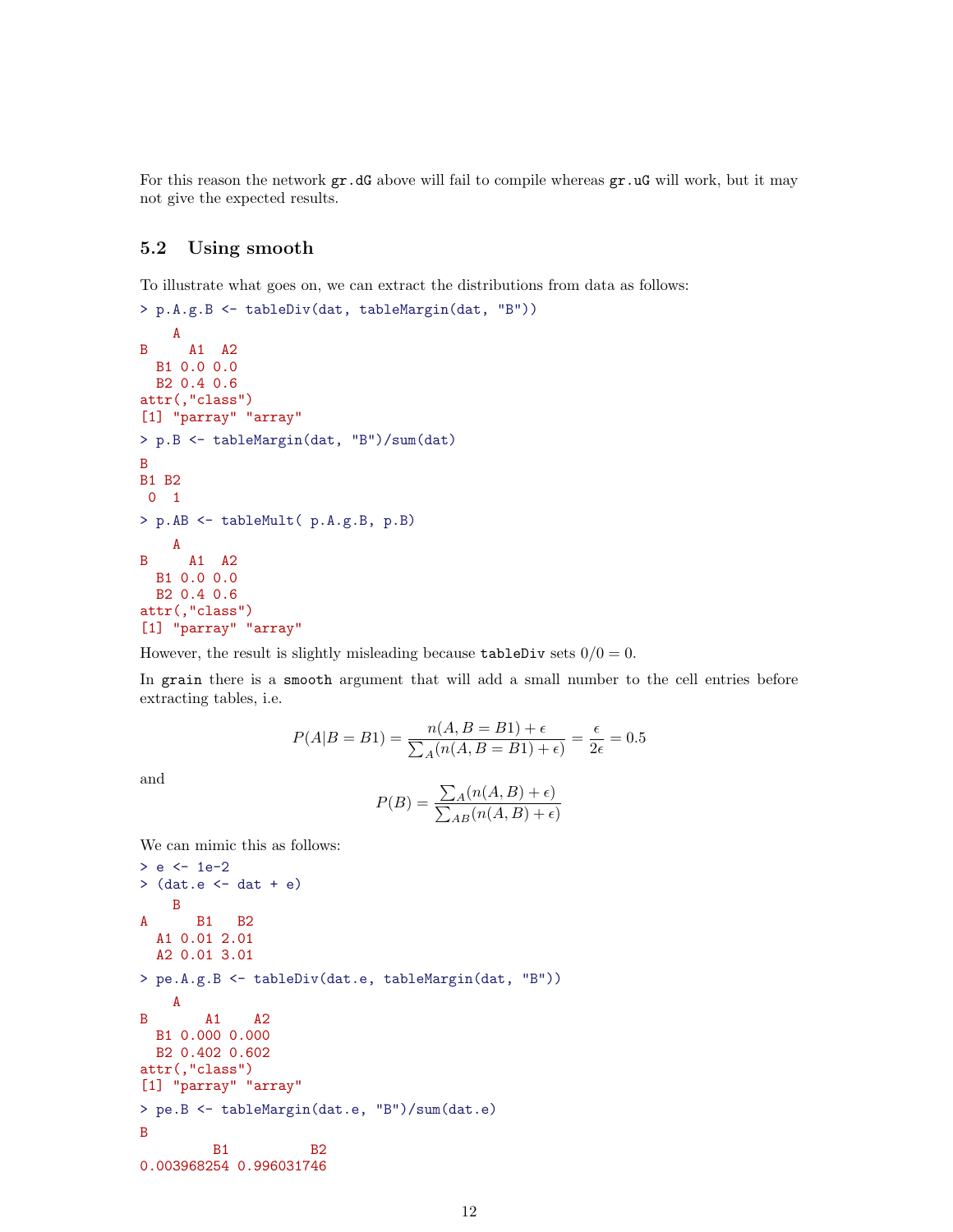For this reason the network `gr.dG` above will fail to compile whereas `gr.uG` will work, but it may not give the expected results.

### 5.2 Using smooth

To illustrate what goes on, we can extract the distributions from data as follows:

```
> p.A.g.B <- tableDiv(dat, tableMargin(dat, "B"))
    A
B     A1  A2
  B1 0.0 0.0
  B2 0.4 0.6
attr(,"class")
[1] "parray" "array"
> p.B <- tableMargin(dat, "B")/sum(dat)
B
B1 B2
 0  1
> p.AB <- tableMult( p.A.g.B, p.B)
    A
B     A1  A2
  B1 0.0 0.0
  B2 0.4 0.6
attr(,"class")
[1] "parray" "array"
```

However, the result is slightly misleading because `tableDiv` sets $0/0 = 0$.

In `grain` there is a `smooth` argument that will add a small number to the cell entries before extracting tables, i.e.

$$P(A|B = B1) = \frac{n(A, B = B1) + \epsilon}{\sum_A (n(A, B = B1) + \epsilon)} = \frac{\epsilon}{2\epsilon} = 0.5$$

and

$$P(B) = \frac{\sum_A (n(A, B) + \epsilon)}{\sum_{AB} (n(A, B) + \epsilon)}$$

We can mimic this as follows:

```
> e <- 1e-2
> (dat.e <- dat + e)
    B
A      B1   B2
  A1 0.01 2.01
  A2 0.01 3.01
> pe.A.g.B <- tableDiv(dat.e, tableMargin(dat, "B"))
    A
B       A1    A2
  B1 0.000 0.000
  B2 0.402 0.602
attr(,"class")
[1] "parray" "array"
> pe.B <- tableMargin(dat.e, "B")/sum(dat.e)
B
         B1          B2
0.003968254 0.996031746
```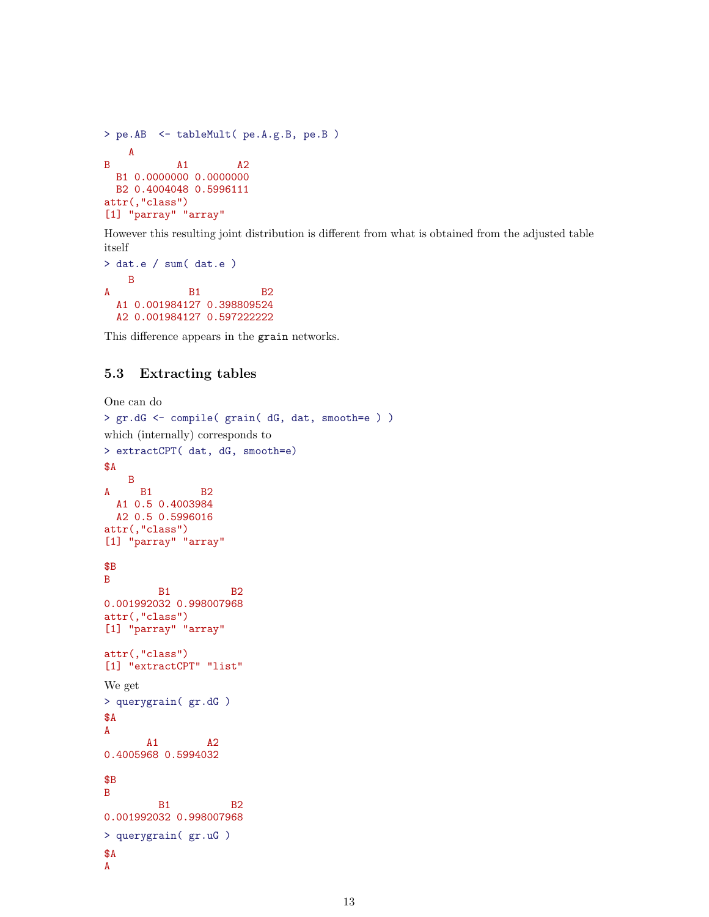```
> pe.AB  <- tableMult( pe.A.g.B, pe.B )
    A
B           A1        A2
  B1 0.0000000 0.0000000
  B2 0.4004048 0.5996111
attr(,"class")
[1] "parray" "array"
```

However this resulting joint distribution is different from what is obtained from the adjusted table itself

```
> dat.e / sum( dat.e )
    B
A             B1          B2
  A1 0.001984127 0.398809524
  A2 0.001984127 0.597222222
```

This difference appears in the `grain` networks.

### 5.3 Extracting tables

One can do

```
> gr.dG <- compile( grain( dG, dat, smooth=e ) )
```

which (internally) corresponds to

```
> extractCPT( dat, dG, smooth=e)
$A
    B
A     B1        B2
  A1 0.5 0.4003984
  A2 0.5 0.5996016
attr(,"class")
[1] "parray" "array"

$B
B
         B1          B2
0.001992032 0.998007968
attr(,"class")
[1] "parray" "array"

attr(,"class")
[1] "extractCPT" "list"
```

We get

```
> querygrain( gr.dG )
$A
A
       A1        A2
0.4005968 0.5994032

$B
B
         B1          B2
0.001992032 0.998007968

> querygrain( gr.uG )
$A
A
```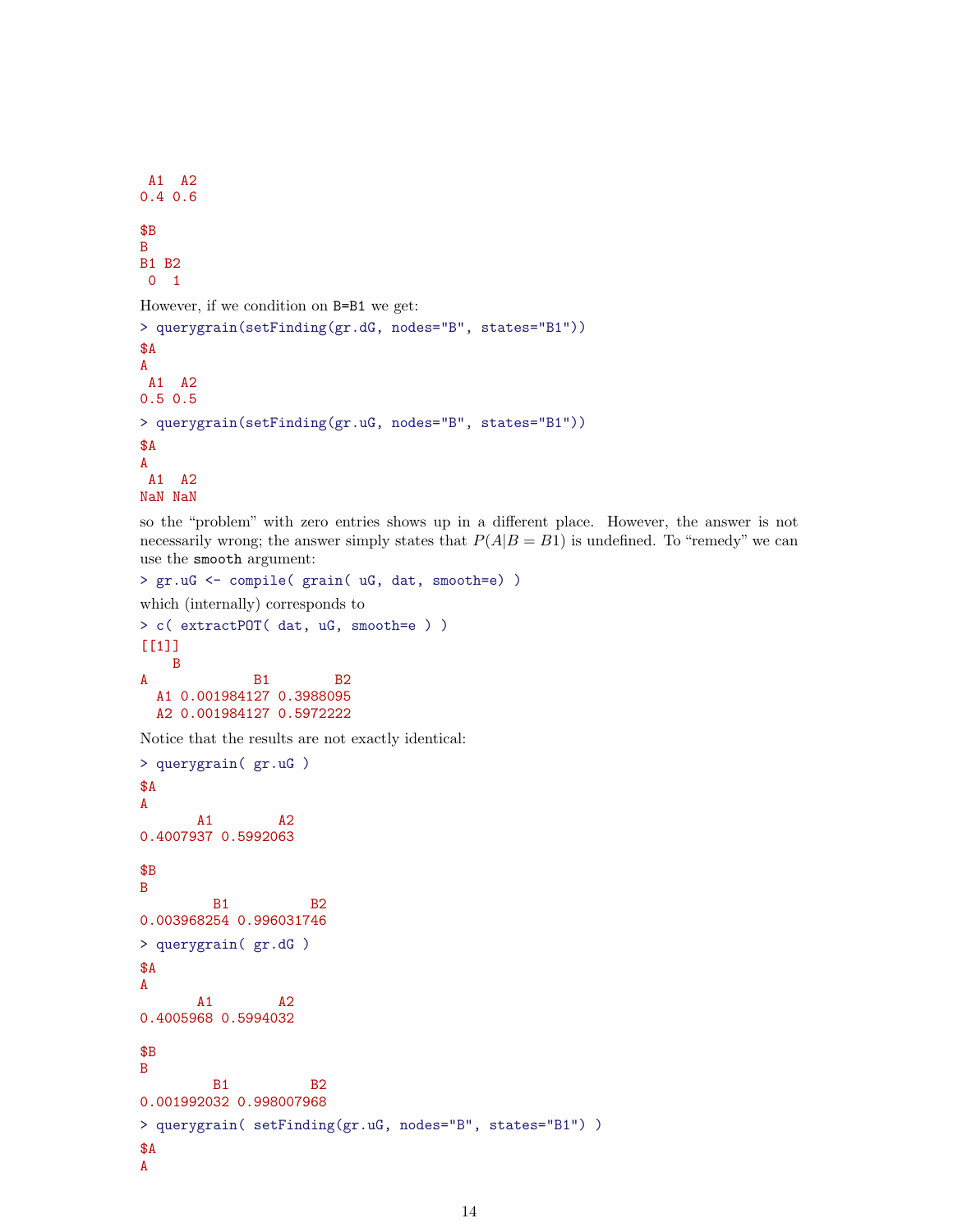```
 A1  A2
0.4 0.6

$B
B
B1 B2
 0  1
```

However, if we condition on B=B1 we get:

```
> querygrain(setFinding(gr.dG, nodes="B", states="B1"))
$A
A
 A1  A2
0.5 0.5
```

```
> querygrain(setFinding(gr.uG, nodes="B", states="B1"))
$A
A
 A1  A2
NaN NaN
```

so the "problem" with zero entries shows up in a different place. However, the answer is not necessarily wrong; the answer simply states that $P(A|B = B1)$ is undefined. To "remedy" we can use the smooth argument:

```
> gr.uG <- compile( grain( uG, dat, smooth=e) )
```

which (internally) corresponds to

```
> c( extractPOT( dat, uG, smooth=e ) )
[[1]]
    B
A             B1        B2
  A1 0.001984127 0.3988095
  A2 0.001984127 0.5972222
```

Notice that the results are not exactly identical:

```
> querygrain( gr.uG )
$A
A
       A1        A2
0.4007937 0.5992063

$B
B
         B1          B2
0.003968254 0.996031746
```

```
> querygrain( gr.dG )
$A
A
       A1        A2
0.4005968 0.5994032

$B
B
         B1          B2
0.001992032 0.998007968
```

```
> querygrain( setFinding(gr.uG, nodes="B", states="B1") )
$A
A
```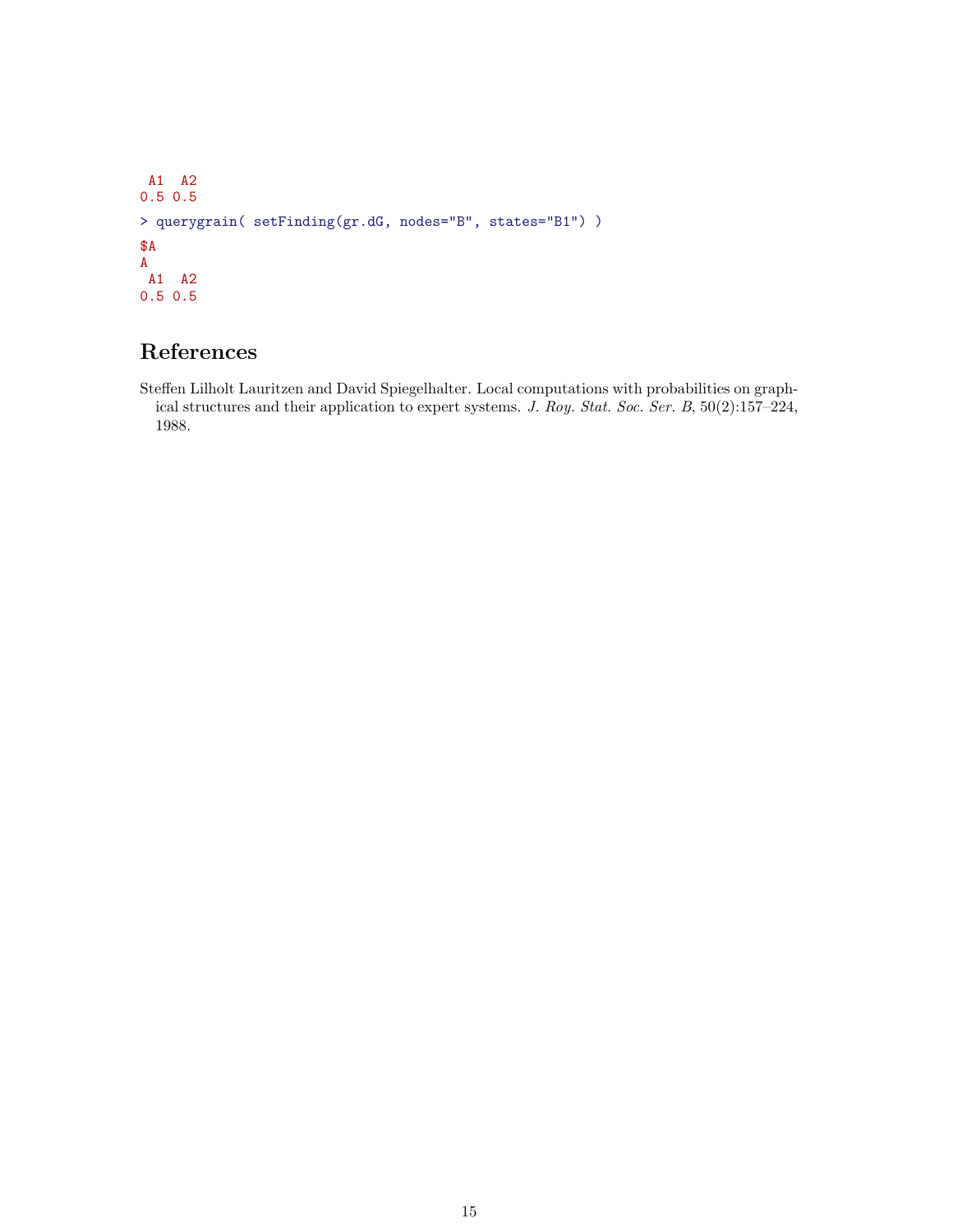```
 A1  A2 
0.5 0.5 
```

```
> querygrain( setFinding(gr.dG, nodes="B", states="B1") )
```

```
$A
A
 A1  A2 
0.5 0.5 
```

## References

Steffen Lilholt Lauritzen and David Spiegelhalter. Local computations with probabilities on graphical structures and their application to expert systems. *J. Roy. Stat. Soc. Ser. B*, 50(2):157–224, 1988.